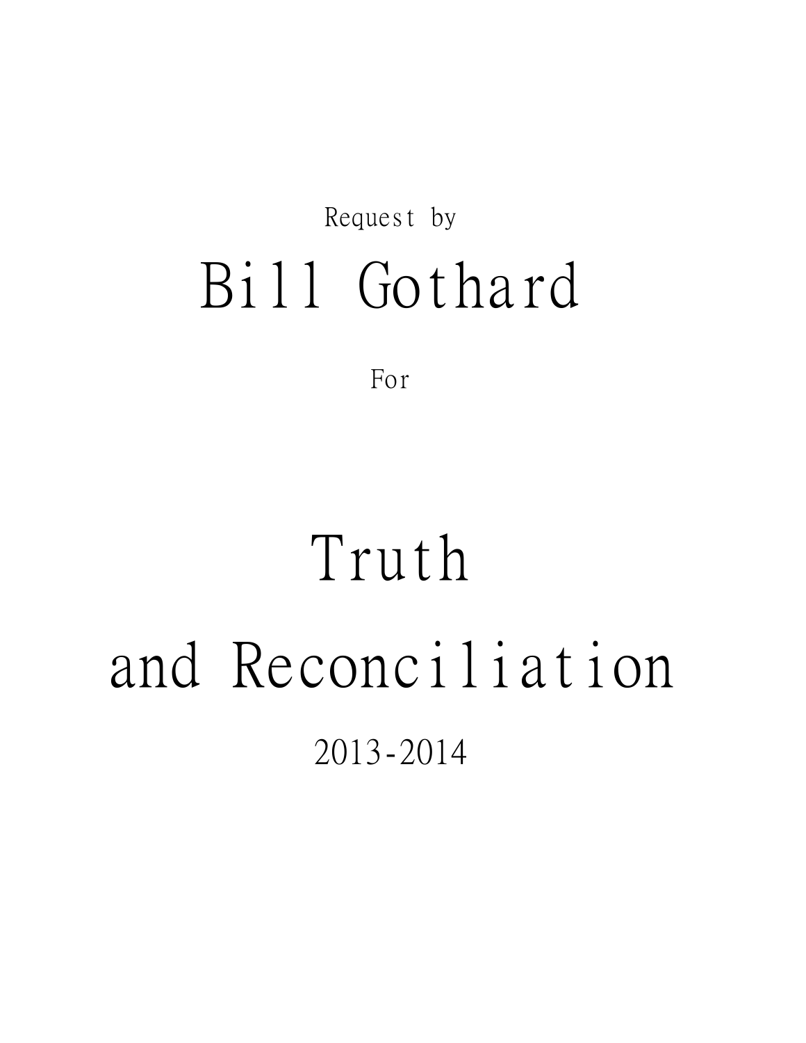Request by

# Bill Gothard

For

# Truth

# and Reconciliation

2013-2014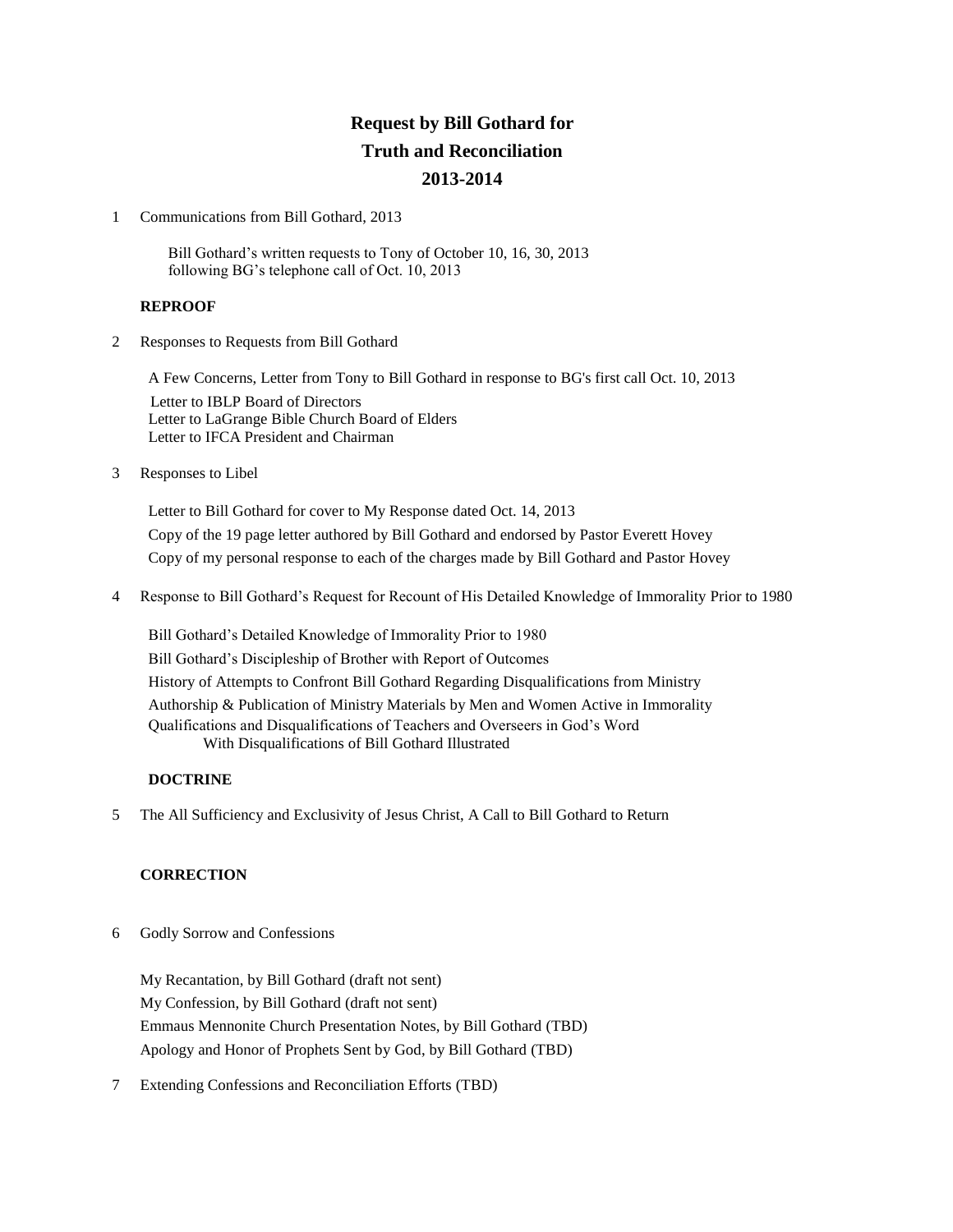# Request by Bill Gothard for Truth and Reconciliation 2013-2014

1 Communications from Bill Gothard, 2013

Bill Gothard's written requests to Tony of October 10, 16, 30, 2013 following BG's telephone call of Oct. 10, 2013

**REPROOF**

2 Responses to Requests from Bill Gothard

A Few Concerns, Letter from Tony to Bill Gothard in response to BG's first call Oct. 10, 2013
Letter to IBLP Board of Directors
Letter to LaGrange Bible Church Board of Elders
Letter to IFCA President and Chairman

3 Responses to Libel

Letter to Bill Gothard for cover to My Response dated Oct. 14, 2013
Copy of the 19 page letter authored by Bill Gothard and endorsed by Pastor Everett Hovey
Copy of my personal response to each of the charges made by Bill Gothard and Pastor Hovey

4 Response to Bill Gothard's Request for Recount of His Detailed Knowledge of Immorality Prior to 1980

Bill Gothard's Detailed Knowledge of Immorality Prior to 1980
Bill Gothard's Discipleship of Brother with Report of Outcomes
History of Attempts to Confront Bill Gothard Regarding Disqualifications from Ministry
Authorship & Publication of Ministry Materials by Men and Women Active in Immorality
Qualifications and Disqualifications of Teachers and Overseers in God's Word
With Disqualifications of Bill Gothard Illustrated

**DOCTRINE**

5 The All Sufficiency and Exclusivity of Jesus Christ, A Call to Bill Gothard to Return

**CORRECTION**

6 Godly Sorrow and Confessions

My Recantation, by Bill Gothard (draft not sent)
My Confession, by Bill Gothard (draft not sent)
Emmaus Mennonite Church Presentation Notes, by Bill Gothard (TBD)
Apology and Honor of Prophets Sent by God, by Bill Gothard (TBD)

7 Extending Confessions and Reconciliation Efforts (TBD)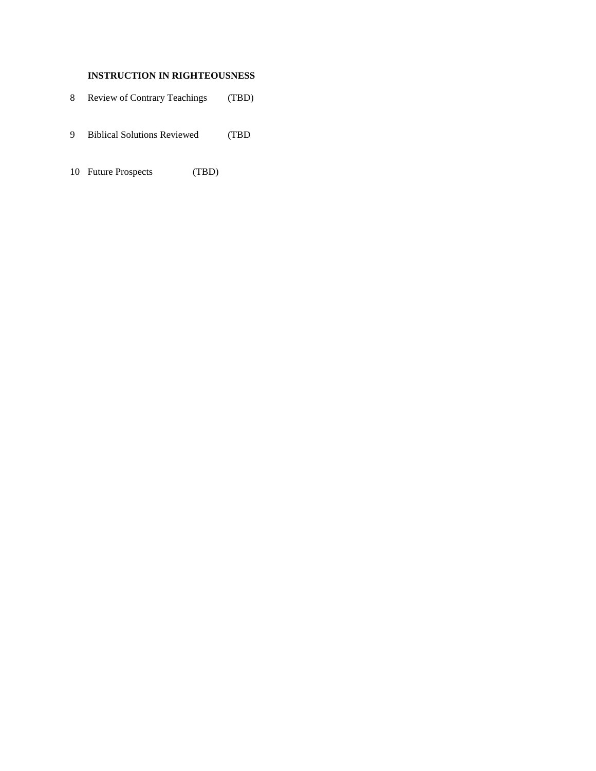**INSTRUCTION IN RIGHTEOUSNESS**

8 Review of Contrary Teachings (TBD)

9 Biblical Solutions Reviewed (TBD

10 Future Prospects (TBD)